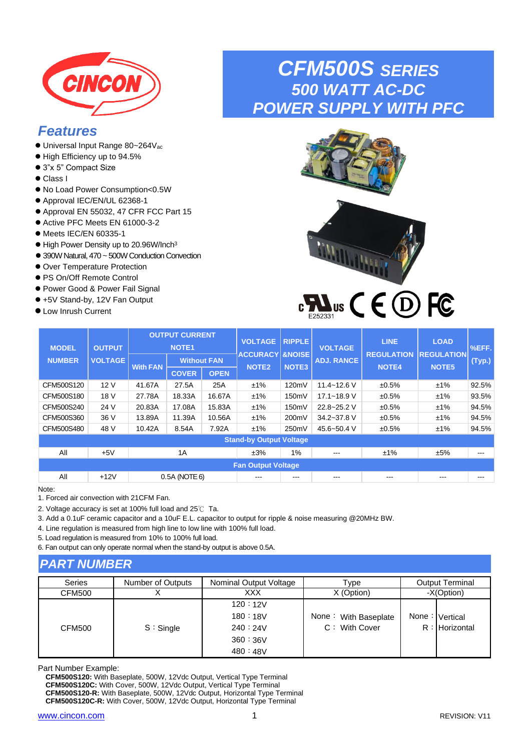# CFM500S SERIES

## 500 WATT AC-DC POWER SUPPLY WITH PFC

## Features

- Universal Input Range 80~264$V_{ac}$
- High Efficiency up to 94.5%
- 3"x 5" Compact Size
- Class I
- No Load Power Consumption<0.5W
- Approval IEC/EN/UL 62368-1
- Approval EN 55032, 47 CFR FCC Part 15
- Active PFC Meets EN 61000-3-2
- Meets IEC/EN 60335-1
- High Power Density up to 20.96W/Inch$^3$
- 390W Natural, 470 ~ 500W Conduction Convection
- Over Temperature Protection
- PS On/Off Remote Control
- Power Good & Power Fail Signal
- +5V Stand-by, 12V Fan Output
- Low Inrush Current

E252331

| MODEL NUMBER | OUTPUT VOLTAGE | OUTPUT CURRENT NOTE1 | | | VOLTAGE ACCURACY NOTE2 | RIPPLE &NOISE NOTE3 | VOLTAGE ADJ. RANCE | LINE REGULATION NOTE4 | LOAD REGULATION NOTE5 | %EFF. (Typ.) |
|---|---|---|---|---|---|---|---|---|---|---|
| | | With FAN | Without FAN | | | | | | | |
| | | | COVER | OPEN | | | | | | |
| CFM500S120 | 12 V | 41.67A | 27.5A | 25A | ±1% | 120mV | 11.4~12.6 V | ±0.5% | ±1% | 92.5% |
| CFM500S180 | 18 V | 27.78A | 18.33A | 16.67A | ±1% | 150mV | 17.1~18.9 V | ±0.5% | ±1% | 93.5% |
| CFM500S240 | 24 V | 20.83A | 17.08A | 15.83A | ±1% | 150mV | 22.8~25.2 V | ±0.5% | ±1% | 94.5% |
| CFM500S360 | 36 V | 13.89A | 11.39A | 10.56A | ±1% | 200mV | 34.2~37.8 V | ±0.5% | ±1% | 94.5% |
| CFM500S480 | 48 V | 10.42A | 8.54A | 7.92A | ±1% | 250mV | 45.6~50.4 V | ±0.5% | ±1% | 94.5% |
| **Stand-by Output Voltage** | | | | | | | | | | |
| All | +5V | 1A | | | ±3% | 1% | --- | ±1% | ±5% | --- |
| **Fan Output Voltage** | | | | | | | | | | |
| All | +12V | 0.5A (NOTE 6) | | | --- | --- | --- | --- | --- | --- |

Note:
1. Forced air convection with 21CFM Fan.
2. Voltage accuracy is set at 100% full load and 25℃ Ta.
3. Add a 0.1uF ceramic capacitor and a 10uF E.L. capacitor to output for ripple & noise measuring @20MHz BW.
4. Line regulation is measured from high line to low line with 100% full load.
5. Load regulation is measured from 10% to 100% full load.
6. Fan output can only operate normal when the stand-by output is above 0.5A.

## PART NUMBER

| Series | Number of Outputs | Nominal Output Voltage | Type | Output Terminal |
|---|---|---|---|---|
| CFM500 | X | XXX | X (Option) | -X(Option) |
| CFM500 | S：Single | 120：12V<br>180：18V<br>240：24V<br>360：36V<br>480：48V | None： With Baseplate<br>C： With Cover | None：Vertical<br>R：Horizontal |

Part Number Example:

**CFM500S120:** With Baseplate, 500W, 12Vdc Output, Vertical Type Terminal
**CFM500S120C:** With Cover, 500W, 12Vdc Output, Vertical Type Terminal
**CFM500S120-R:** With Baseplate, 500W, 12Vdc Output, Horizontal Type Terminal
**CFM500S120C-R:** With Cover, 500W, 12Vdc Output, Horizontal Type Terminal

www.cincon.com REVISION: V11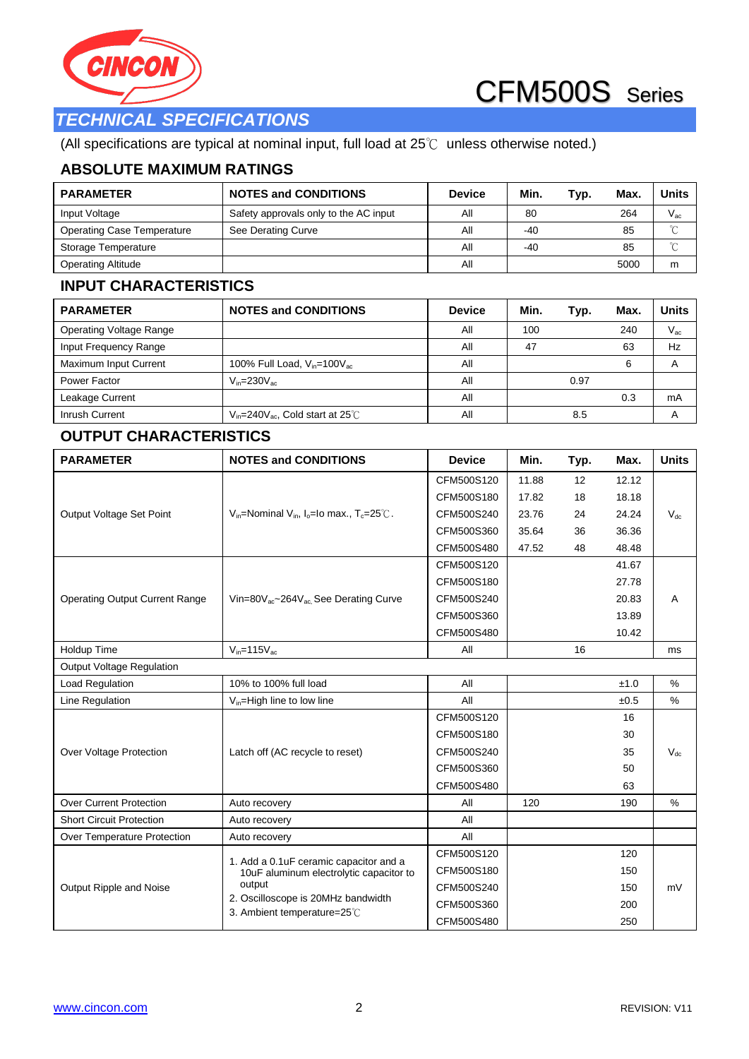# CFM500S Series

## TECHNICAL SPECIFICATIONS

(All specifications are typical at nominal input, full load at 25℃ unless otherwise noted.)

### ABSOLUTE MAXIMUM RATINGS

| PARAMETER | NOTES and CONDITIONS | Device | Min. | Typ. | Max. | Units |
|---|---|---|---|---|---|---|
| Input Voltage | Safety approvals only to the AC input | All | 80 | | 264 | $V_{ac}$ |
| Operating Case Temperature | See Derating Curve | All | -40 | | 85 | ℃ |
| Storage Temperature | | All | -40 | | 85 | ℃ |
| Operating Altitude | | All | | | 5000 | m |

### INPUT CHARACTERISTICS

| PARAMETER | NOTES and CONDITIONS | Device | Min. | Typ. | Max. | Units |
|---|---|---|---|---|---|---|
| Operating Voltage Range | | All | 100 | | 240 | $V_{ac}$ |
| Input Frequency Range | | All | 47 | | 63 | Hz |
| Maximum Input Current | 100% Full Load, $V_{in}$=100$V_{ac}$ | All | | | 6 | A |
| Power Factor | $V_{in}$=230$V_{ac}$ | All | | 0.97 | | |
| Leakage Current | | All | | | 0.3 | mA |
| Inrush Current | $V_{in}$=240$V_{ac}$, Cold start at 25℃ | All | | 8.5 | | A |

### OUTPUT CHARACTERISTICS

| PARAMETER | NOTES and CONDITIONS | Device | Min. | Typ. | Max. | Units |
|---|---|---|---|---|---|---|
| Output Voltage Set Point | $V_{in}$=Nominal $V_{in}$, $I_o$=Io max., $T_c$=25℃. | CFM500S120 | 11.88 | 12 | 12.12 | $V_{dc}$ |
| | | CFM500S180 | 17.82 | 18 | 18.18 | |
| | | CFM500S240 | 23.76 | 24 | 24.24 | |
| | | CFM500S360 | 35.64 | 36 | 36.36 | |
| | | CFM500S480 | 47.52 | 48 | 48.48 | |
| Operating Output Current Range | Vin=80$V_{ac}$~264$V_{ac}$, See Derating Curve | CFM500S120 | | | 41.67 | A |
| | | CFM500S180 | | | 27.78 | |
| | | CFM500S240 | | | 20.83 | |
| | | CFM500S360 | | | 13.89 | |
| | | CFM500S480 | | | 10.42 | |
| Holdup Time | $V_{in}$=115$V_{ac}$ | All | | 16 | | ms |
| Output Voltage Regulation | | | | | | |
| Load Regulation | 10% to 100% full load | All | | | ±1.0 | % |
| Line Regulation | $V_{in}$=High line to low line | All | | | ±0.5 | % |
| Over Voltage Protection | Latch off (AC recycle to reset) | CFM500S120 | | | 16 | $V_{dc}$ |
| | | CFM500S180 | | | 30 | |
| | | CFM500S240 | | | 35 | |
| | | CFM500S360 | | | 50 | |
| | | CFM500S480 | | | 63 | |
| Over Current Protection | Auto recovery | All | 120 | | 190 | % |
| Short Circuit Protection | Auto recovery | All | | | | |
| Over Temperature Protection | Auto recovery | All | | | | |
| Output Ripple and Noise | 1. Add a 0.1uF ceramic capacitor and a 10uF aluminum electrolytic capacitor to output<br>2. Oscilloscope is 20MHz bandwidth<br>3. Ambient temperature=25℃ | CFM500S120 | | | 120 | mV |
| | | CFM500S180 | | | 150 | |
| | | CFM500S240 | | | 150 | |
| | | CFM500S360 | | | 200 | |
| | | CFM500S480 | | | 250 | |

www.cincon.com REVISION: V11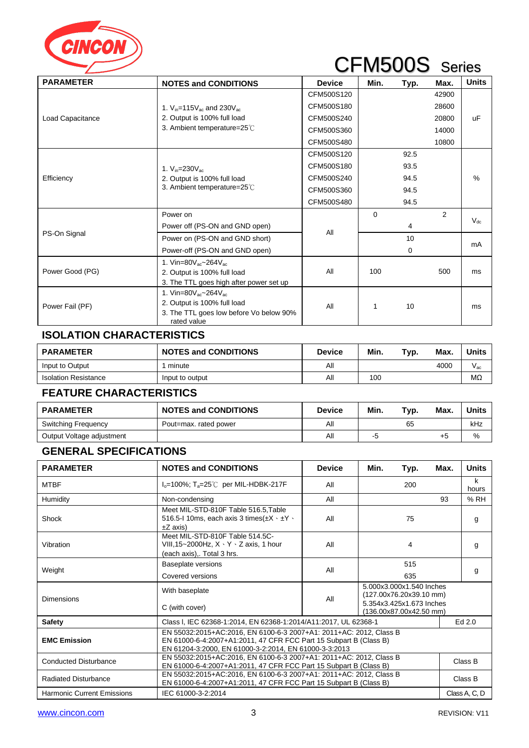# CFM500S Series

| PARAMETER | NOTES and CONDITIONS | Device | Min. | Typ. | Max. | Units |
|---|---|---|---|---|---|---|
| Load Capacitance | 1. $V_{in}$=115$V_{ac}$ and 230$V_{ac}$<br>2. Output is 100% full load<br>3. Ambient temperature=25℃ | CFM500S120 | | | 42900 | uF |
| | | CFM500S180 | | | 28600 | |
| | | CFM500S240 | | | 20800 | |
| | | CFM500S360 | | | 14000 | |
| | | CFM500S480 | | | 10800 | |
| Efficiency | 1. $V_{in}$=230$V_{ac}$<br>2. Output is 100% full load<br>3. Ambient temperature=25℃ | CFM500S120 | | 92.5 | | % |
| | | CFM500S180 | | 93.5 | | |
| | | CFM500S240 | | 94.5 | | |
| | | CFM500S360 | | 94.5 | | |
| | | CFM500S480 | | 94.5 | | |
| PS-On Signal | Power on | All | 0 | | 2 | $V_{dc}$ |
| | Power off (PS-ON and GND open) | | | 4 | | |
| | Power on (PS-ON and GND short) | | | 10 | | mA |
| | Power-off (PS-ON and GND open) | | | 0 | | |
| Power Good (PG) | 1. Vin=80$V_{ac}$~264$V_{ac}$<br>2. Output is 100% full load<br>3. The TTL goes high after power set up | All | 100 | | 500 | ms |
| Power Fail (PF) | 1. Vin=80$V_{ac}$~264$V_{ac}$<br>2. Output is 100% full load<br>3. The TTL goes low before Vo below 90% rated value | All | 1 | 10 | | ms |

## ISOLATION CHARACTERISTICS

| PARAMETER | NOTES and CONDITIONS | Device | Min. | Typ. | Max. | Units |
|---|---|---|---|---|---|---|
| Input to Output | 1 minute | All | | | 4000 | $V_{ac}$ |
| Isolation Resistance | Input to output | All | 100 | | | MΩ |

## FEATURE CHARACTERISTICS

| PARAMETER | NOTES and CONDITIONS | Device | Min. | Typ. | Max. | Units |
|---|---|---|---|---|---|---|
| Switching Frequency | Pout=max. rated power | All | | 65 | | kHz |
| Output Voltage adjustment | | All | -5 | | +5 | % |

## GENERAL SPECIFICATIONS

| PARAMETER | NOTES and CONDITIONS | Device | Min. | Typ. | Max. | Units |
|---|---|---|---|---|---|---|
| MTBF | $I_o$=100%; $T_a$=25℃ per MIL-HDBK-217F | All | | 200 | | k hours |
| Humidity | Non-condensing | All | | | 93 | % RH |
| Shock | Meet MIL-STD-810F Table 516.5,Table 516.5-I 10ms, each axis 3 times(±X、±Y、±Z axis) | All | | 75 | | g |
| Vibration | Meet MIL-STD-810F Table 514.5C-VIII,15~2000Hz, X、Y、Z axis, 1 hour (each axis),. Total 3 hrs. | All | | 4 | | g |
| Weight | Baseplate versions | All | | 515 | | g |
| | Covered versions | | | 635 | | |
| Dimensions | With baseplate | All | 5.000x3.000x1.540 Inches (127.00x76.20x39.10 mm) | | | |
| | C (with cover) | | 5.354x3.425x1.673 Inches (136.00x87.00x42.50 mm) | | | |
| **Safety** | Class I, IEC 62368-1:2014, EN 62368-1:2014/A11:2017, UL 62368-1 | | | | | Ed 2.0 |
| **EMC Emission** | EN 55032:2015+AC:2016, EN 6100-6-3 2007+A1: 2011+AC: 2012, Class B EN 61000-6-4:2007+A1:2011, 47 CFR FCC Part 15 Subpart B (Class B) EN 61204-3:2000, EN 61000-3-2:2014, EN 61000-3-3:2013 | | | | | |
| Conducted Disturbance | EN 55032:2015+AC:2016, EN 6100-6-3 2007+A1: 2011+AC: 2012, Class B EN 61000-6-4:2007+A1:2011, 47 CFR FCC Part 15 Subpart B (Class B) | | | | | Class B |
| Radiated Disturbance | EN 55032:2015+AC:2016, EN 6100-6-3 2007+A1: 2011+AC: 2012, Class B EN 61000-6-4:2007+A1:2011, 47 CFR FCC Part 15 Subpart B (Class B) | | | | | Class B |
| Harmonic Current Emissions | IEC 61000-3-2:2014 | | | | | Class A, C, D |

www.cincon.com REVISION: V11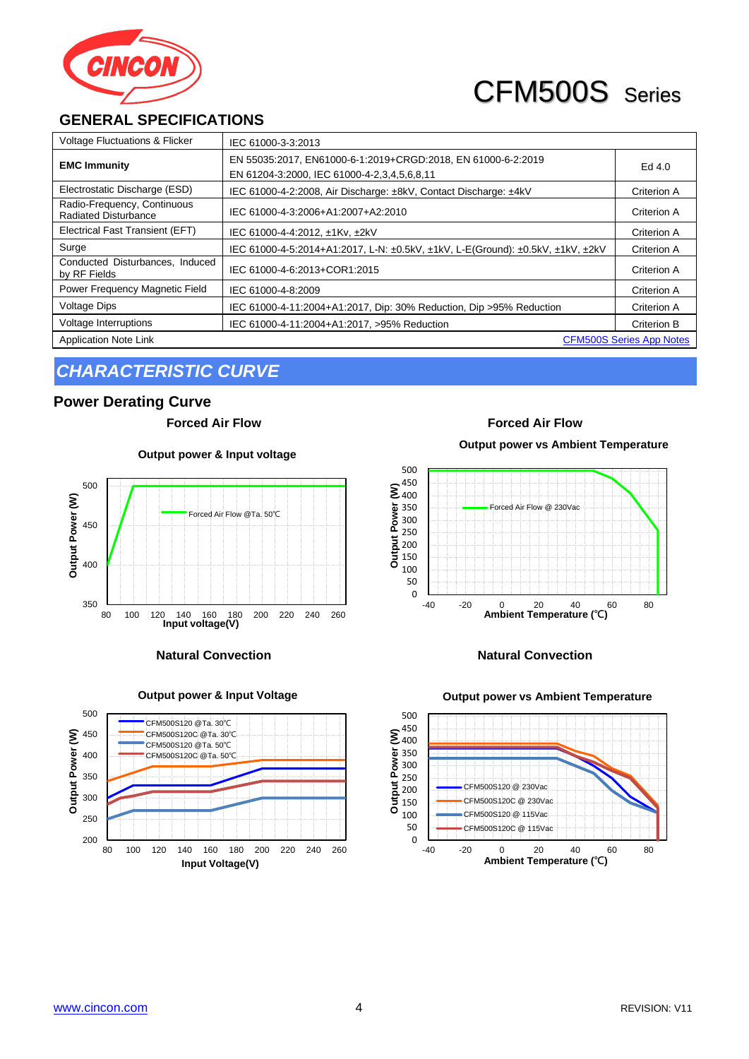## GENERAL SPECIFICATIONS

| | | |
|---|---|---|
| Voltage Fluctuations & Flicker | IEC 61000-3-3:2013 | |
| **EMC Immunity** | EN 55035:2017, EN61000-6-1:2019+CRGD:2018, EN 61000-6-2:2019<br>EN 61204-3:2000, IEC 61000-4-2,3,4,5,6,8,11 | Ed 4.0 |
| Electrostatic Discharge (ESD) | IEC 61000-4-2:2008, Air Discharge: ±8kV, Contact Discharge: ±4kV | Criterion A |
| Radio-Frequency, Continuous Radiated Disturbance | IEC 61000-4-3:2006+A1:2007+A2:2010 | Criterion A |
| Electrical Fast Transient (EFT) | IEC 61000-4-4:2012, ±1Kv, ±2kV | Criterion A |
| Surge | IEC 61000-4-5:2014+A1:2017, L-N: ±0.5kV, ±1kV, L-E(Ground): ±0.5kV, ±1kV, ±2kV | Criterion A |
| Conducted Disturbances, Induced by RF Fields | IEC 61000-4-6:2013+COR1:2015 | Criterion A |
| Power Frequency Magnetic Field | IEC 61000-4-8:2009 | Criterion A |
| Voltage Dips | IEC 61000-4-11:2004+A1:2017, Dip: 30% Reduction, Dip >95% Reduction | Criterion A |
| Voltage Interruptions | IEC 61000-4-11:2004+A1:2017, >95% Reduction | Criterion B |
| Application Note Link | | CFM500S Series App Notes |

## CHARACTERISTIC CURVE

### Power Derating Curve

**Forced Air Flow**

**Output power & Input voltage**

**Forced Air Flow**

**Output power vs Ambient Temperature**

**Natural Convection**

**Output power & Input Voltage**

**Natural Convection**

**Output power vs Ambient Temperature**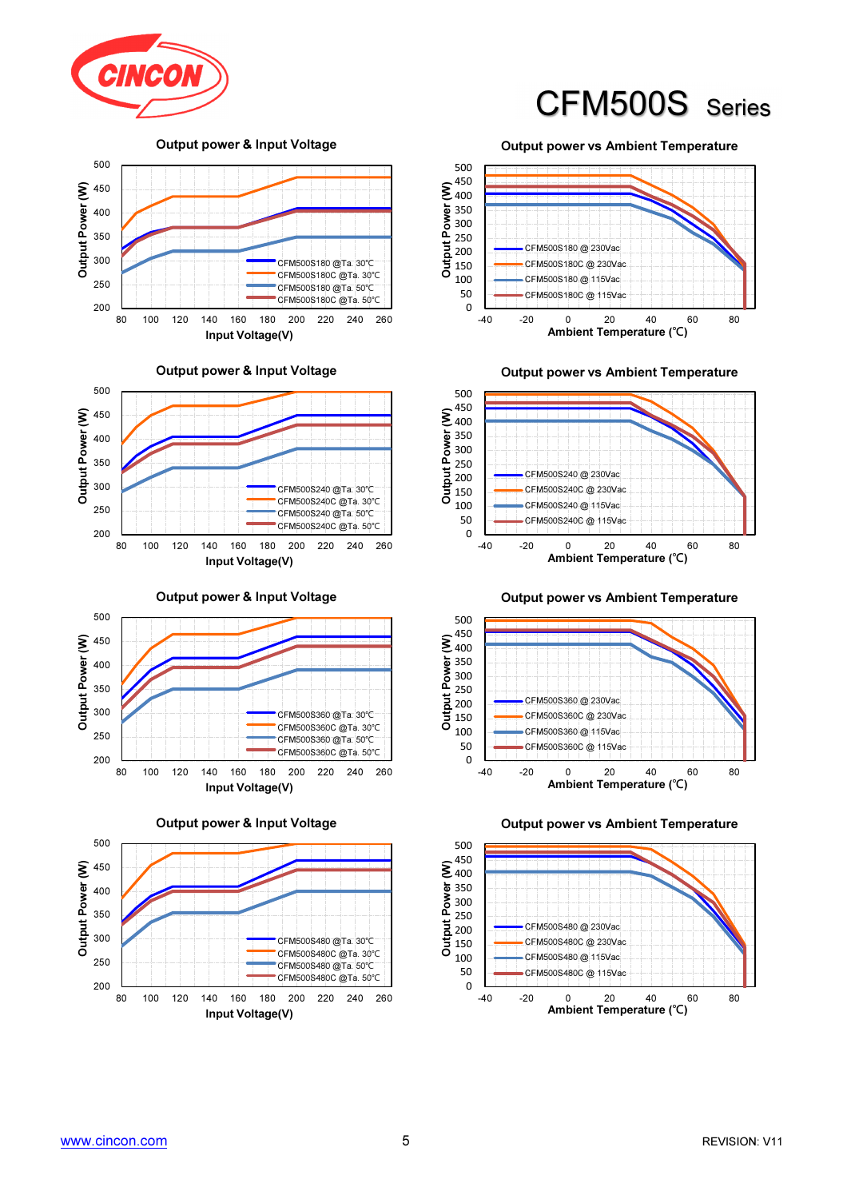# CFM500S Series

### Output power & Input Voltage

Output Power (W) vs Input Voltage(V)

- CFM500S180 @Ta. 30°C
- CFM500S180C @Ta. 30°C
- CFM500S180 @Ta. 50°C
- CFM500S180C @Ta. 50°C

### Output power vs Ambient Temperature

Output Power (W) vs Ambient Temperature (°C)

- CFM500S180 @ 230Vac
- CFM500S180C @ 230Vac
- CFM500S180 @ 115Vac
- CFM500S180C @ 115Vac

### Output power & Input Voltage

Output Power (W) vs Input Voltage(V)

- CFM500S240 @Ta. 30°C
- CFM500S240C @Ta. 30°C
- CFM500S240 @Ta. 50°C
- CFM500S240C @Ta. 50°C

### Output power vs Ambient Temperature

Output Power (W) vs Ambient Temperature (°C)

- CFM500S240 @ 230Vac
- CFM500S240C @ 230Vac
- CFM500S240 @ 115Vac
- CFM500S240C @ 115Vac

### Output power & Input Voltage

Output Power (W) vs Input Voltage(V)

- CFM500S360 @Ta. 30°C
- CFM500S360C @Ta. 30°C
- CFM500S360 @Ta. 50°C
- CFM500S360C @Ta. 50°C

### Output power vs Ambient Temperature

Output Power (W) vs Ambient Temperature (°C)

- CFM500S360 @ 230Vac
- CFM500S360C @ 230Vac
- CFM500S360 @ 115Vac
- CFM500S360C @ 115Vac

### Output power & Input Voltage

Output Power (W) vs Input Voltage(V)

- CFM500S480 @Ta. 30°C
- CFM500S480C @Ta. 30°C
- CFM500S480 @Ta. 50°C
- CFM500S480C @Ta. 50°C

### Output power vs Ambient Temperature

Output Power (W) vs Ambient Temperature (°C)

- CFM500S480 @ 230Vac
- CFM500S480C @ 230Vac
- CFM500S480 @ 115Vac
- CFM500S480C @ 115Vac

www.cincon.com REVISION: V11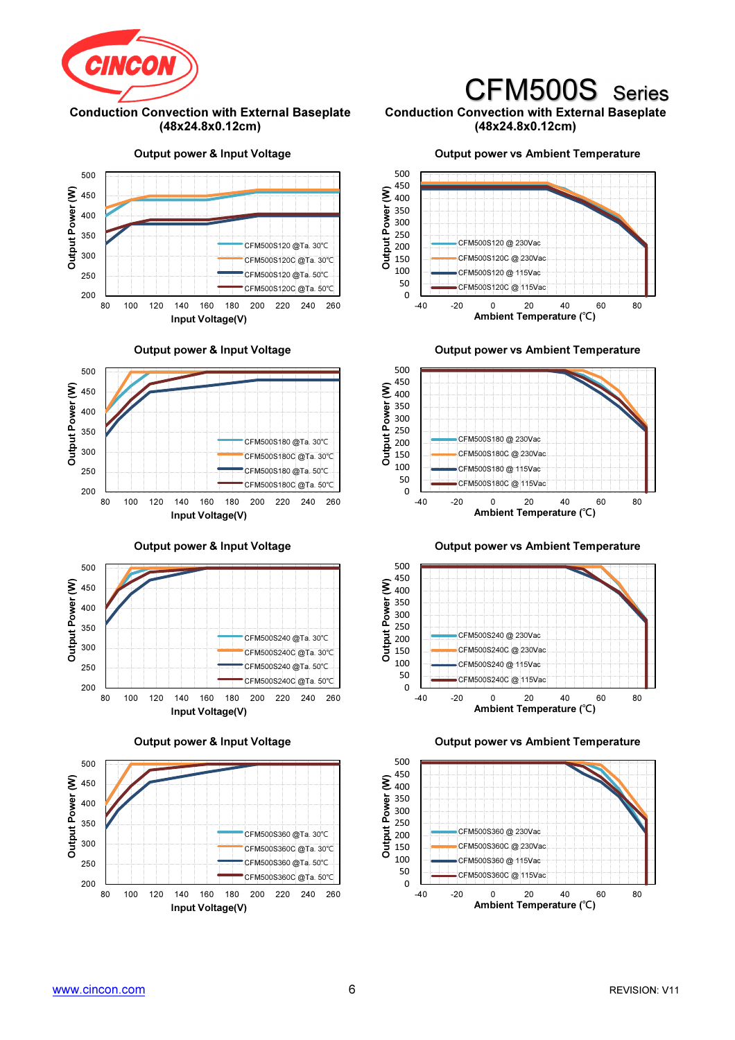# CFM500S Series

## Conduction Convection with External Baseplate (48x24.8x0.12cm)

### Output power & Input Voltage

Output Power (W) vs Input Voltage(V)

- CFM500S120 @Ta. 30℃
- CFM500S120C @Ta. 30℃
- CFM500S120 @Ta. 50℃
- CFM500S120C @Ta. 50℃

### Output power vs Ambient Temperature

Output Power (W) vs Ambient Temperature (℃)

- CFM500S120 @ 230Vac
- CFM500S120C @ 230Vac
- CFM500S120 @ 115Vac
- CFM500S120C @ 115Vac

### Output power & Input Voltage

Output Power (W) vs Input Voltage(V)

- CFM500S180 @Ta. 30℃
- CFM500S180C @Ta. 30℃
- CFM500S180 @Ta. 50℃
- CFM500S180C @Ta. 50℃

### Output power vs Ambient Temperature

Output Power (W) vs Ambient Temperature (℃)

- CFM500S180 @ 230Vac
- CFM500S180C @ 230Vac
- CFM500S180 @ 115Vac
- CFM500S180C @ 115Vac

### Output power & Input Voltage

Output Power (W) vs Input Voltage(V)

- CFM500S240 @Ta. 30℃
- CFM500S240C @Ta. 30℃
- CFM500S240 @Ta. 50℃
- CFM500S240C @Ta. 50℃

### Output power vs Ambient Temperature

Output Power (W) vs Ambient Temperature (℃)

- CFM500S240 @ 230Vac
- CFM500S240C @ 230Vac
- CFM500S240 @ 115Vac
- CFM500S240C @ 115Vac

### Output power & Input Voltage

Output Power (W) vs Input Voltage(V)

- CFM500S360 @Ta. 30℃
- CFM500S360C @Ta. 30℃
- CFM500S360 @Ta. 50℃
- CFM500S360C @Ta. 50℃

### Output power vs Ambient Temperature

Output Power (W) vs Ambient Temperature (℃)

- CFM500S360 @ 230Vac
- CFM500S360C @ 230Vac
- CFM500S360 @ 115Vac
- CFM500S360C @ 115Vac

www.cincon.com REVISION: V11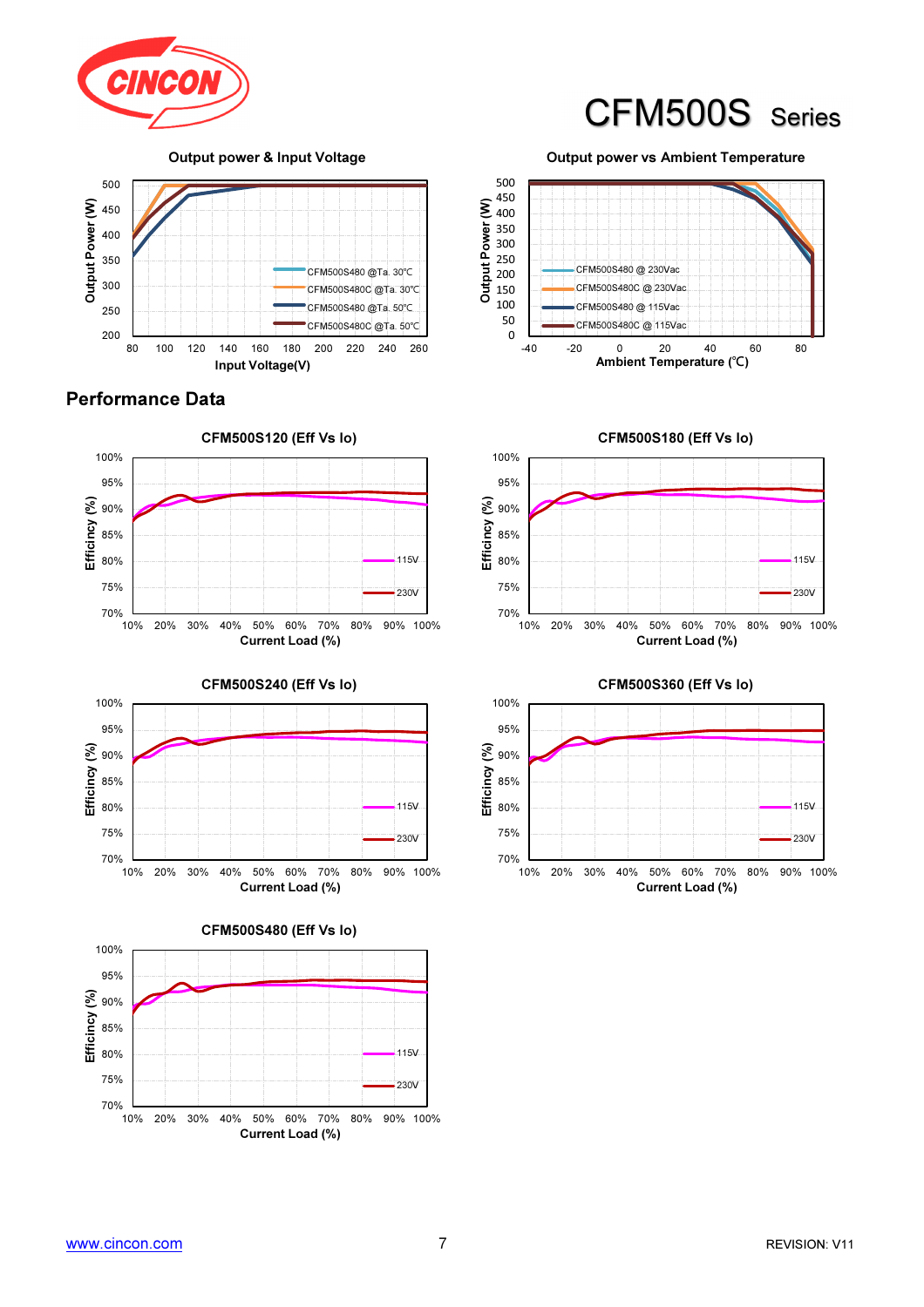# CFM500S Series

**Output power & Input Voltage**

Output Power (W) vs Input Voltage(V)

- CFM500S480 @Ta. 30℃
- CFM500S480C @Ta. 30℃
- CFM500S480 @Ta. 50℃
- CFM500S480C @Ta. 50℃

**Output power vs Ambient Temperature**

Output Power (W) vs Ambient Temperature (℃)

- CFM500S480 @ 230Vac
- CFM500S480C @ 230Vac
- CFM500S480 @ 115Vac
- CFM500S480C @ 115Vac

## Performance Data

**CFM500S120 (Eff Vs Io)**

Efficincy (%) vs Current Load (%) — 115V, 230V

**CFM500S180 (Eff Vs Io)**

Efficincy (%) vs Current Load (%) — 115V, 230V

**CFM500S240 (Eff Vs Io)**

Efficincy (%) vs Current Load (%) — 115V, 230V

**CFM500S360 (Eff Vs Io)**

Efficincy (%) vs Current Load (%) — 115V, 230V

**CFM500S480 (Eff Vs Io)**

Efficincy (%) vs Current Load (%) — 115V, 230V

www.cincon.com REVISION: V11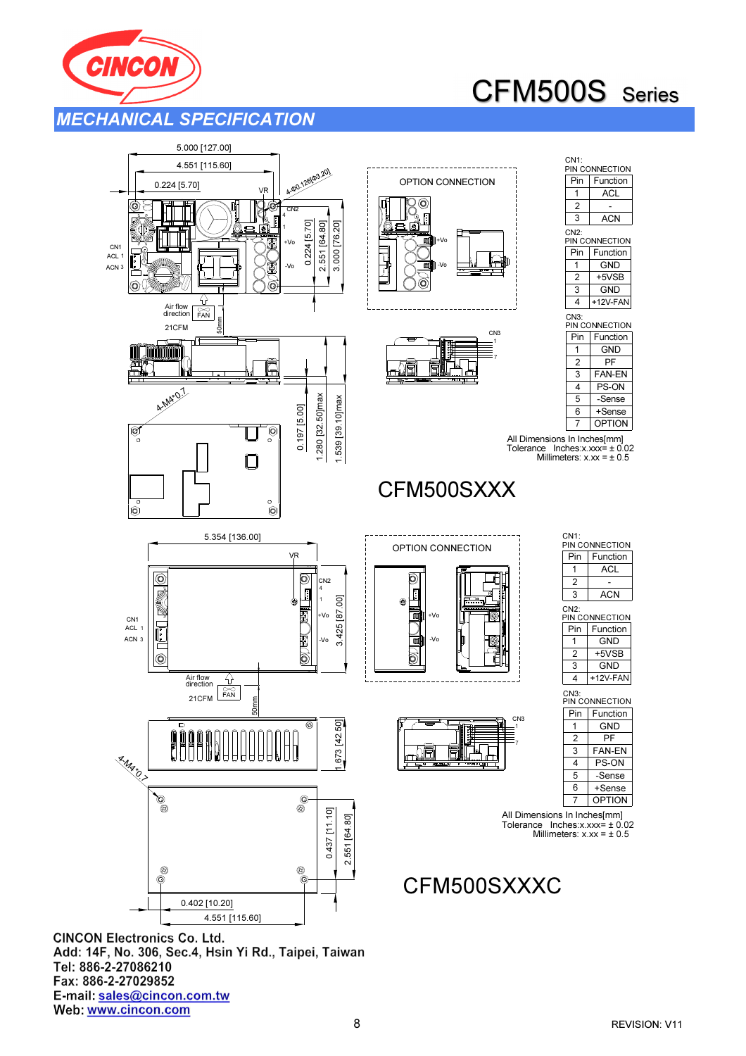CFM500S Series

## MECHANICAL SPECIFICATION

5.000 [127.00]
4.551 [115.60]
0.224 [5.70]
VR
4-Φ0.126[Φ3.20]
CN2
CN1
ACL 1
ACN 3
+Vo
-Vo
0.224 [5.70]
2.551 [64.80]
3.000 [76.20]
Air flow direction
FAN
21CFM
50mm
4-M4*0.7
0.197 [5.00]
1.280 [32.50]max
1.539 [39.10]max

OPTION CONNECTION
+Vo
-Vo
CN3

CN1:
PIN CONNECTION

| Pin | Function |
|---|---|
| 1 | ACL |
| 2 | - |
| 3 | ACN |

CN2:
PIN CONNECTION

| Pin | Function |
|---|---|
| 1 | GND |
| 2 | +5VSB |
| 3 | GND |
| 4 | +12V-FAN |

CN3:
PIN CONNECTION

| Pin | Function |
|---|---|
| 1 | GND |
| 2 | PF |
| 3 | FAN-EN |
| 4 | PS-ON |
| 5 | -Sense |
| 6 | +Sense |
| 7 | OPTION |

All Dimensions In Inches[mm]
Tolerance Inches:x.xxx= ± 0.02
Millimeters: x.xx = ± 0.5

## CFM500SXXX

5.354 [136.00]
VR
CN2
CN1
ACL 1
ACN 3
+Vo
-Vo
3.425 [87.00]
Air flow direction
FAN
21CFM
50mm
1.673 [42.50]
4-M4*0.7
0.437 [11.10]
2.551 [64.80]
0.402 [10.20]
4.551 [115.60]

OPTION CONNECTION
+Vo
-Vo
CN3

CN1:
PIN CONNECTION

| Pin | Function |
|---|---|
| 1 | ACL |
| 2 | - |
| 3 | ACN |

CN2:
PIN CONNECTION

| Pin | Function |
|---|---|
| 1 | GND |
| 2 | +5VSB |
| 3 | GND |
| 4 | +12V-FAN |

CN3:
PIN CONNECTION

| Pin | Function |
|---|---|
| 1 | GND |
| 2 | PF |
| 3 | FAN-EN |
| 4 | PS-ON |
| 5 | -Sense |
| 6 | +Sense |
| 7 | OPTION |

All Dimensions In Inches[mm]
Tolerance Inches:x.xxx= ± 0.02
Millimeters: x.xx = ± 0.5

## CFM500SXXXC

**CINCON Electronics Co. Ltd.**
**Add: 14F, No. 306, Sec.4, Hsin Yi Rd., Taipei, Taiwan**
**Tel: 886-2-27086210**
**Fax: 886-2-27029852**
**E-mail: sales@cincon.com.tw**
**Web: www.cincon.com**

REVISION: V11